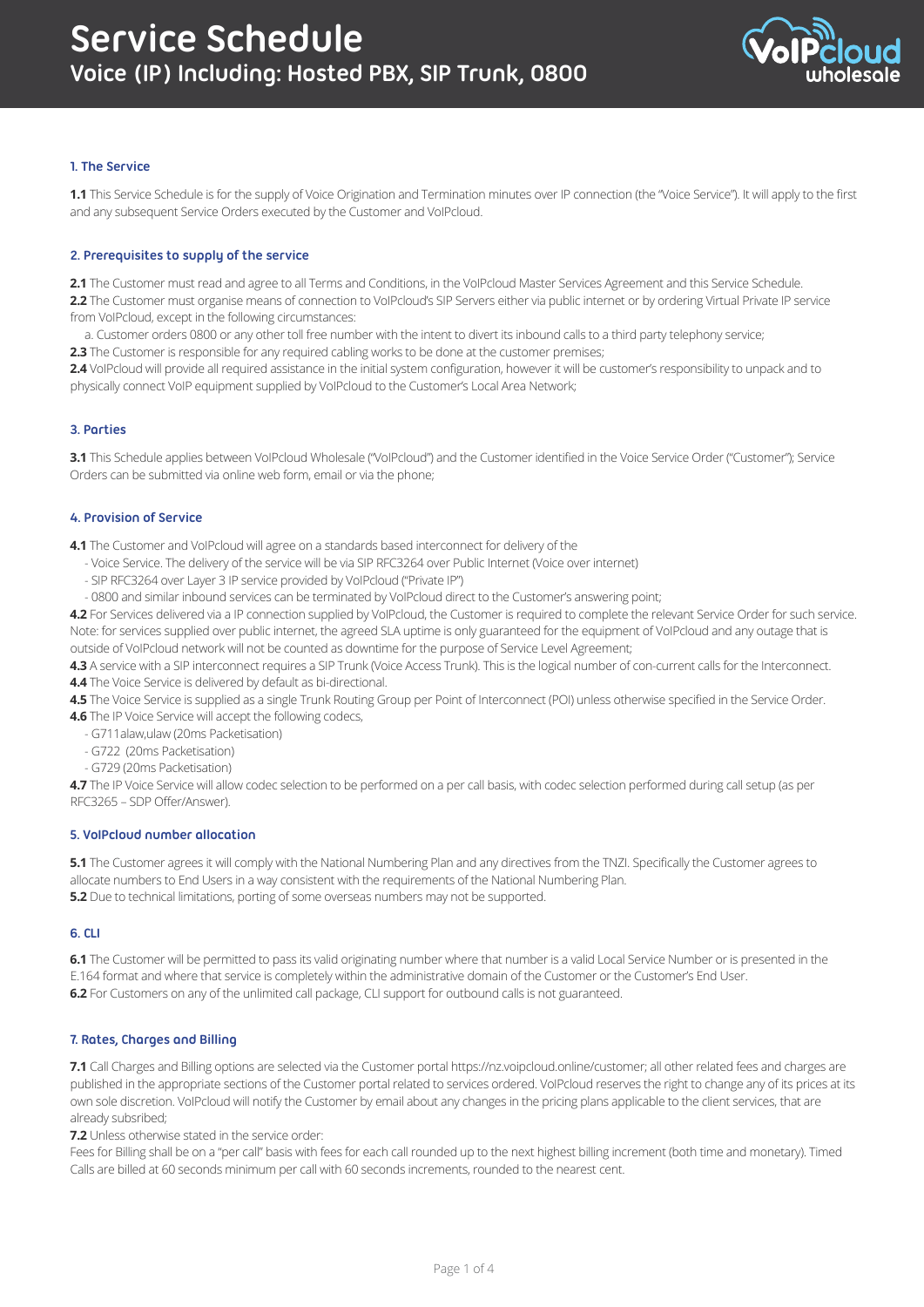# Service Schedule
## Voice (IP) Including: Hosted PBX, SIP Trunk, 0800

### 1. The Service

**1.1** This Service Schedule is for the supply of Voice Origination and Termination minutes over IP connection (the "Voice Service"). It will apply to the first and any subsequent Service Orders executed by the Customer and VoIPcloud.

### 2. Prerequisites to supply of the service

**2.1** The Customer must read and agree to all Terms and Conditions, in the VoIPcloud Master Services Agreement and this Service Schedule.
**2.2** The Customer must organise means of connection to VoIPcloud's SIP Servers either via public internet or by ordering Virtual Private IP service from VoIPcloud, except in the following circumstances:

a. Customer orders 0800 or any other toll free number with the intent to divert its inbound calls to a third party telephony service;

**2.3** The Customer is responsible for any required cabling works to be done at the customer premises;
**2.4** VoIPcloud will provide all required assistance in the initial system configuration, however it will be customer's responsibility to unpack and to physically connect VoIP equipment supplied by VoIPcloud to the Customer's Local Area Network;

### 3. Parties

**3.1** This Schedule applies between VoIPcloud Wholesale ("VoIPcloud") and the Customer identified in the Voice Service Order ("Customer"); Service Orders can be submitted via online web form, email or via the phone;

### 4. Provision of Service

**4.1** The Customer and VoIPcloud will agree on a standards based interconnect for delivery of the

- Voice Service. The delivery of the service will be via SIP RFC3264 over Public Internet (Voice over internet)
- SIP RFC3264 over Layer 3 IP service provided by VoIPcloud ("Private IP")
- 0800 and similar inbound services can be terminated by VoIPcloud direct to the Customer's answering point;

**4.2** For Services delivered via a IP connection supplied by VoIPcloud, the Customer is required to complete the relevant Service Order for such service. Note: for services supplied over public internet, the agreed SLA uptime is only guaranteed for the equipment of VoIPcloud and any outage that is outside of VoIPcloud network will not be counted as downtime for the purpose of Service Level Agreement;
**4.3** A service with a SIP interconnect requires a SIP Trunk (Voice Access Trunk). This is the logical number of con-current calls for the Interconnect.
**4.4** The Voice Service is delivered by default as bi-directional.
**4.5** The Voice Service is supplied as a single Trunk Routing Group per Point of Interconnect (POI) unless otherwise specified in the Service Order.
**4.6** The IP Voice Service will accept the following codecs,

- G711alaw,ulaw (20ms Packetisation)
- G722 (20ms Packetisation)
- G729 (20ms Packetisation)

**4.7** The IP Voice Service will allow codec selection to be performed on a per call basis, with codec selection performed during call setup (as per RFC3265 – SDP Offer/Answer).

### 5. VoIPcloud number allocation

**5.1** The Customer agrees it will comply with the National Numbering Plan and any directives from the TNZI. Specifically the Customer agrees to allocate numbers to End Users in a way consistent with the requirements of the National Numbering Plan.
**5.2** Due to technical limitations, porting of some overseas numbers may not be supported.

### 6. CLI

**6.1** The Customer will be permitted to pass its valid originating number where that number is a valid Local Service Number or is presented in the E.164 format and where that service is completely within the administrative domain of the Customer or the Customer's End User.
**6.2** For Customers on any of the unlimited call package, CLI support for outbound calls is not guaranteed.

### 7. Rates, Charges and Billing

**7.1** Call Charges and Billing options are selected via the Customer portal https://nz.voipcloud.online/customer; all other related fees and charges are published in the appropriate sections of the Customer portal related to services ordered. VoIPcloud reserves the right to change any of its prices at its own sole discretion. VoIPcloud will notify the Customer by email about any changes in the pricing plans applicable to the client services, that are already subsribed;
**7.2** Unless otherwise stated in the service order:
Fees for Billing shall be on a "per call" basis with fees for each call rounded up to the next highest billing increment (both time and monetary). Timed Calls are billed at 60 seconds minimum per call with 60 seconds increments, rounded to the nearest cent.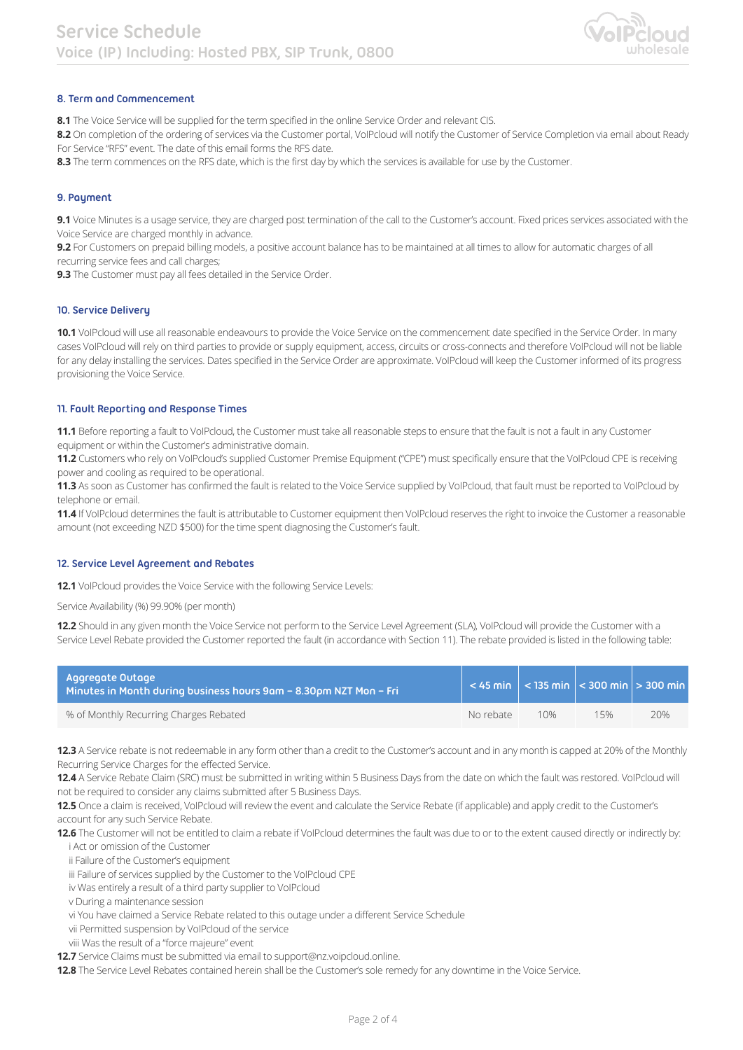## 8. Term and Commencement

**8.1** The Voice Service will be supplied for the term specified in the online Service Order and relevant CIS.

**8.2** On completion of the ordering of services via the Customer portal, VoIPcloud will notify the Customer of Service Completion via email about Ready For Service "RFS" event. The date of this email forms the RFS date.

**8.3** The term commences on the RFS date, which is the first day by which the services is available for use by the Customer.

## 9. Payment

**9.1** Voice Minutes is a usage service, they are charged post termination of the call to the Customer's account. Fixed prices services associated with the Voice Service are charged monthly in advance.

**9.2** For Customers on prepaid billing models, a positive account balance has to be maintained at all times to allow for automatic charges of all recurring service fees and call charges;

**9.3** The Customer must pay all fees detailed in the Service Order.

## 10. Service Delivery

**10.1** VoIPcloud will use all reasonable endeavours to provide the Voice Service on the commencement date specified in the Service Order. In many cases VoIPcloud will rely on third parties to provide or supply equipment, access, circuits or cross-connects and therefore VoIPcloud will not be liable for any delay installing the services. Dates specified in the Service Order are approximate. VoIPcloud will keep the Customer informed of its progress provisioning the Voice Service.

## 11. Fault Reporting and Response Times

**11.1** Before reporting a fault to VoIPcloud, the Customer must take all reasonable steps to ensure that the fault is not a fault in any Customer equipment or within the Customer's administrative domain.

**11.2** Customers who rely on VoIPcloud's supplied Customer Premise Equipment ("CPE") must specifically ensure that the VoIPcloud CPE is receiving power and cooling as required to be operational.

**11.3** As soon as Customer has confirmed the fault is related to the Voice Service supplied by VoIPcloud, that fault must be reported to VoIPcloud by telephone or email.

**11.4** If VoIPcloud determines the fault is attributable to Customer equipment then VoIPcloud reserves the right to invoice the Customer a reasonable amount (not exceeding NZD $500) for the time spent diagnosing the Customer's fault.

## 12. Service Level Agreement and Rebates

**12.1** VoIPcloud provides the Voice Service with the following Service Levels:

Service Availability (%) 99.90% (per month)

**12.2** Should in any given month the Voice Service not perform to the Service Level Agreement (SLA), VoIPcloud will provide the Customer with a Service Level Rebate provided the Customer reported the fault (in accordance with Section 11). The rebate provided is listed in the following table:

| Aggregate Outage Minutes in Month during business hours 9am – 8.30pm NZT Mon – Fri | < 45 min | < 135 min | < 300 min | > 300 min |
|---|---|---|---|---|
| % of Monthly Recurring Charges Rebated | No rebate | 10% | 15% | 20% |

**12.3** A Service rebate is not redeemable in any form other than a credit to the Customer's account and in any month is capped at 20% of the Monthly Recurring Service Charges for the effected Service.

**12.4** A Service Rebate Claim (SRC) must be submitted in writing within 5 Business Days from the date on which the fault was restored. VoIPcloud will not be required to consider any claims submitted after 5 Business Days.

**12.5** Once a claim is received, VoIPcloud will review the event and calculate the Service Rebate (if applicable) and apply credit to the Customer's account for any such Service Rebate.

**12.6** The Customer will not be entitled to claim a rebate if VoIPcloud determines the fault was due to or to the extent caused directly or indirectly by:

- i Act or omission of the Customer
- ii Failure of the Customer's equipment
- iii Failure of services supplied by the Customer to the VoIPcloud CPE
- iv Was entirely a result of a third party supplier to VoIPcloud
- v During a maintenance session
- vi You have claimed a Service Rebate related to this outage under a different Service Schedule
- vii Permitted suspension by VoIPcloud of the service
- viii Was the result of a "force majeure" event

**12.7** Service Claims must be submitted via email to support@nz.voipcloud.online.

**12.8** The Service Level Rebates contained herein shall be the Customer's sole remedy for any downtime in the Voice Service.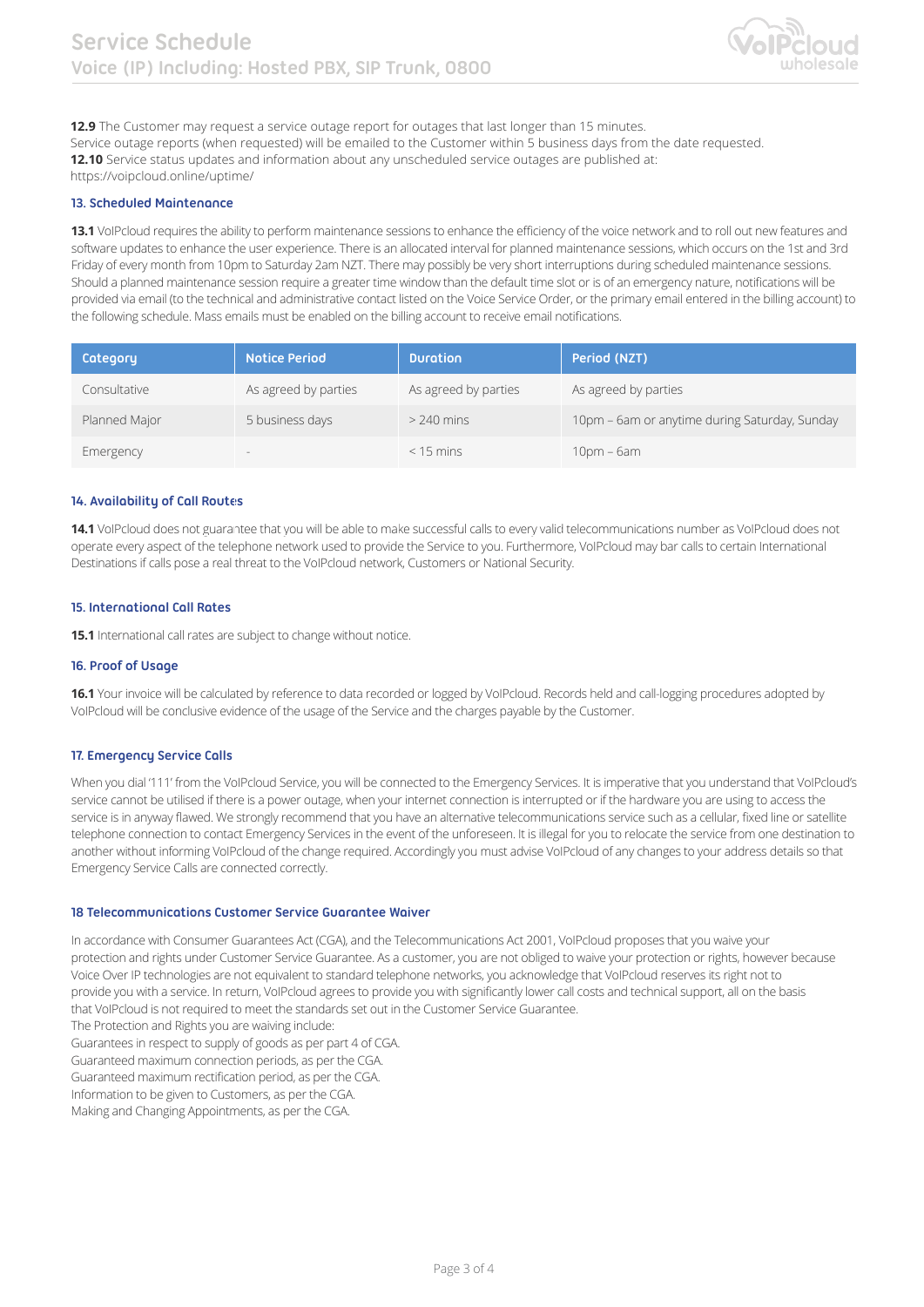**12.9** The Customer may request a service outage report for outages that last longer than 15 minutes.
Service outage reports (when requested) will be emailed to the Customer within 5 business days from the date requested.
**12.10** Service status updates and information about any unscheduled service outages are published at:
https://voipcloud.online/uptime/

### 13. Scheduled Maintenance

**13.1** VoIPcloud requires the ability to perform maintenance sessions to enhance the efficiency of the voice network and to roll out new features and software updates to enhance the user experience. There is an allocated interval for planned maintenance sessions, which occurs on the 1st and 3rd Friday of every month from 10pm to Saturday 2am NZT. There may possibly be very short interruptions during scheduled maintenance sessions. Should a planned maintenance session require a greater time window than the default time slot or is of an emergency nature, notifications will be provided via email (to the technical and administrative contact listed on the Voice Service Order, or the primary email entered in the billing account) to the following schedule. Mass emails must be enabled on the billing account to receive email notifications.

| Category | Notice Period | Duration | Period (NZT) |
|---|---|---|---|
| Consultative | As agreed by parties | As agreed by parties | As agreed by parties |
| Planned Major | 5 business days | > 240 mins | 10pm – 6am or anytime during Saturday, Sunday |
| Emergency | - | < 15 mins | 10pm – 6am |

### 14. Availability of Call Routes

**14.1** VoIPcloud does not guarantee that you will be able to make successful calls to every valid telecommunications number as VoIPcloud does not operate every aspect of the telephone network used to provide the Service to you. Furthermore, VoIPcloud may bar calls to certain International Destinations if calls pose a real threat to the VoIPcloud network, Customers or National Security.

### 15. International Call Rates

**15.1** International call rates are subject to change without notice.

### 16. Proof of Usage

**16.1** Your invoice will be calculated by reference to data recorded or logged by VoIPcloud. Records held and call-logging procedures adopted by VoIPcloud will be conclusive evidence of the usage of the Service and the charges payable by the Customer.

### 17. Emergency Service Calls

When you dial '111' from the VoIPcloud Service, you will be connected to the Emergency Services. It is imperative that you understand that VoIPcloud's service cannot be utilised if there is a power outage, when your internet connection is interrupted or if the hardware you are using to access the service is in anyway flawed. We strongly recommend that you have an alternative telecommunications service such as a cellular, fixed line or satellite telephone connection to contact Emergency Services in the event of the unforeseen. It is illegal for you to relocate the service from one destination to another without informing VoIPcloud of the change required. Accordingly you must advise VoIPcloud of any changes to your address details so that Emergency Service Calls are connected correctly.

### 18 Telecommunications Customer Service Guarantee Waiver

In accordance with Consumer Guarantees Act (CGA), and the Telecommunications Act 2001, VoIPcloud proposes that you waive your protection and rights under Customer Service Guarantee. As a customer, you are not obliged to waive your protection or rights, however because Voice Over IP technologies are not equivalent to standard telephone networks, you acknowledge that VoIPcloud reserves its right not to provide you with a service. In return, VoIPcloud agrees to provide you with significantly lower call costs and technical support, all on the basis that VoIPcloud is not required to meet the standards set out in the Customer Service Guarantee.
The Protection and Rights you are waiving include:
Guarantees in respect to supply of goods as per part 4 of CGA.
Guaranteed maximum connection periods, as per the CGA.
Guaranteed maximum rectification period, as per the CGA.
Information to be given to Customers, as per the CGA.
Making and Changing Appointments, as per the CGA.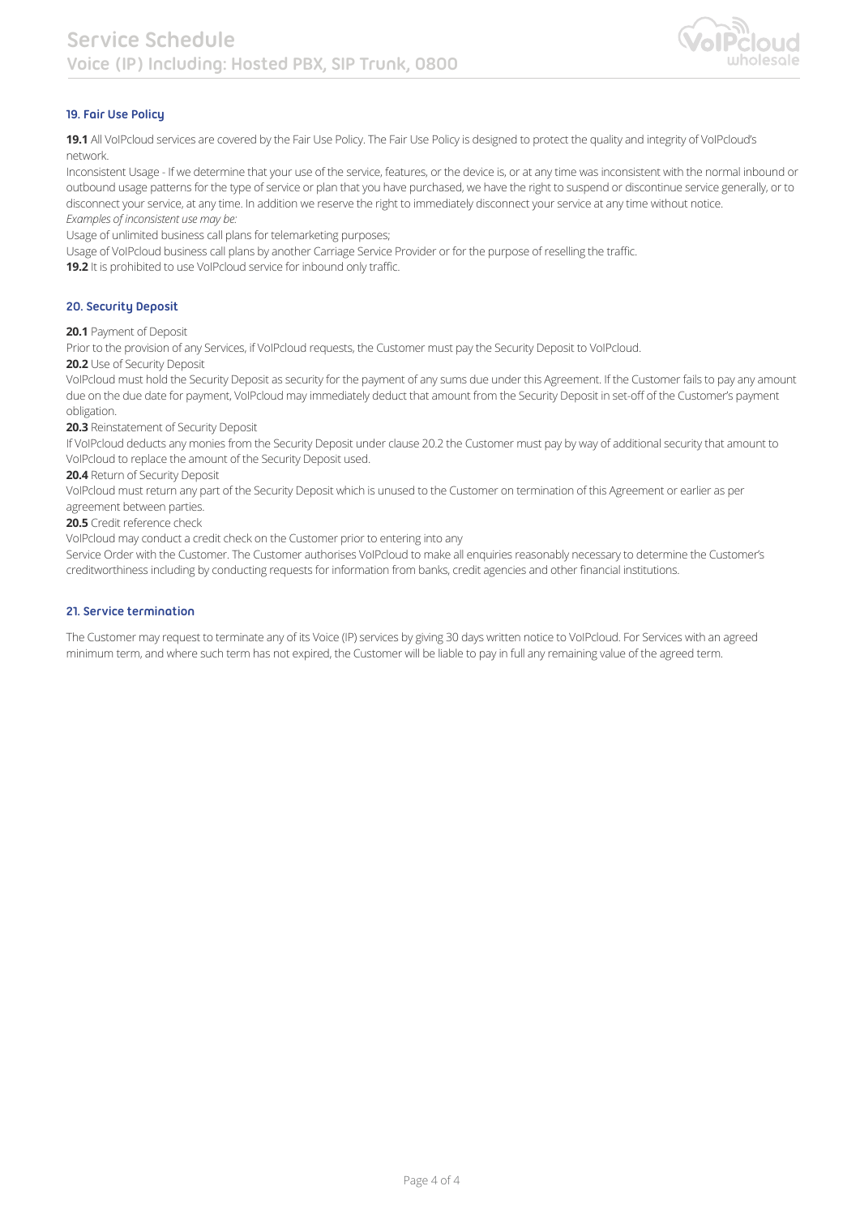## 19. Fair Use Policy

**19.1** All VoIPcloud services are covered by the Fair Use Policy. The Fair Use Policy is designed to protect the quality and integrity of VoIPcloud's network.

Inconsistent Usage - If we determine that your use of the service, features, or the device is, or at any time was inconsistent with the normal inbound or outbound usage patterns for the type of service or plan that you have purchased, we have the right to suspend or discontinue service generally, or to disconnect your service, at any time. In addition we reserve the right to immediately disconnect your service at any time without notice.

*Examples of inconsistent use may be:*

Usage of unlimited business call plans for telemarketing purposes;

Usage of VoIPcloud business call plans by another Carriage Service Provider or for the purpose of reselling the traffic.

**19.2** It is prohibited to use VoIPcloud service for inbound only traffic.

## 20. Security Deposit

**20.1** Payment of Deposit

Prior to the provision of any Services, if VoIPcloud requests, the Customer must pay the Security Deposit to VoIPcloud.

**20.2** Use of Security Deposit

VoIPcloud must hold the Security Deposit as security for the payment of any sums due under this Agreement. If the Customer fails to pay any amount due on the due date for payment, VoIPcloud may immediately deduct that amount from the Security Deposit in set-off of the Customer's payment obligation.

**20.3** Reinstatement of Security Deposit

If VoIPcloud deducts any monies from the Security Deposit under clause 20.2 the Customer must pay by way of additional security that amount to VoIPcloud to replace the amount of the Security Deposit used.

**20.4** Return of Security Deposit

VoIPcloud must return any part of the Security Deposit which is unused to the Customer on termination of this Agreement or earlier as per agreement between parties.

**20.5** Credit reference check

VoIPcloud may conduct a credit check on the Customer prior to entering into any Service Order with the Customer. The Customer authorises VoIPcloud to make all enquiries reasonably necessary to determine the Customer's creditworthiness including by conducting requests for information from banks, credit agencies and other financial institutions.

## 21. Service termination

The Customer may request to terminate any of its Voice (IP) services by giving 30 days written notice to VoIPcloud. For Services with an agreed minimum term, and where such term has not expired, the Customer will be liable to pay in full any remaining value of the agreed term.